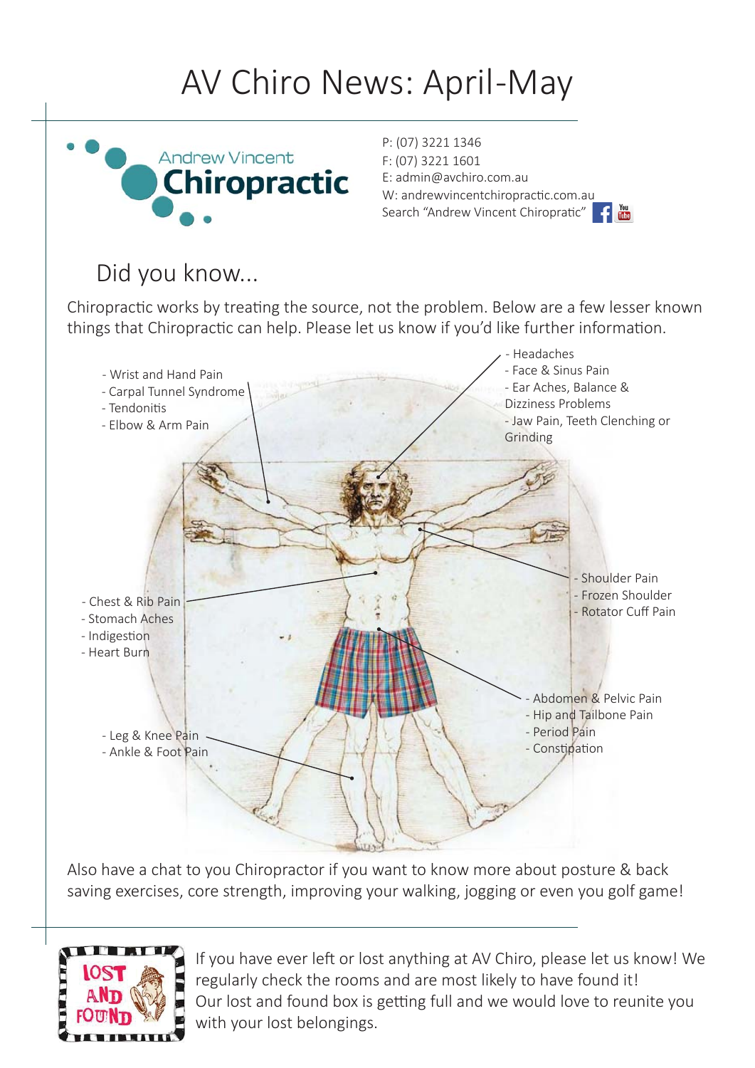# AV Chiro News: April-May

Andrew Vincent Chiropractic

P: (07) 3221 1346
F: (07) 3221 1601
E: admin@avchiro.com.au
W: andrewvincentchiropractic.com.au
Search "Andrew Vincent Chiropractic"

## Did you know...

Chiropractic works by treating the source, not the problem. Below are a few lesser known things that Chiropractic can help. Please let us know if you'd like further information.

- Wrist and Hand Pain
- Carpal Tunnel Syndrome
- Tendonitis
- Elbow & Arm Pain

- Headaches
- Face & Sinus Pain
- Ear Aches, Balance & Dizziness Problems
- Jaw Pain, Teeth Clenching or Grinding

- Shoulder Pain
- Frozen Shoulder
- Rotator Cuff Pain

- Chest & Rib Pain
- Stomach Aches
- Indigestion
- Heart Burn

- Abdomen & Pelvic Pain
- Hip and Tailbone Pain
- Period Pain
- Constipation

- Leg & Knee Pain
- Ankle & Foot Pain

Also have a chat to you Chiropractor if you want to know more about posture & back saving exercises, core strength, improving your walking, jogging or even you golf game!

LOST AND FOUND

If you have ever left or lost anything at AV Chiro, please let us know! We regularly check the rooms and are most likely to have found it!
Our lost and found box is getting full and we would love to reunite you with your lost belongings.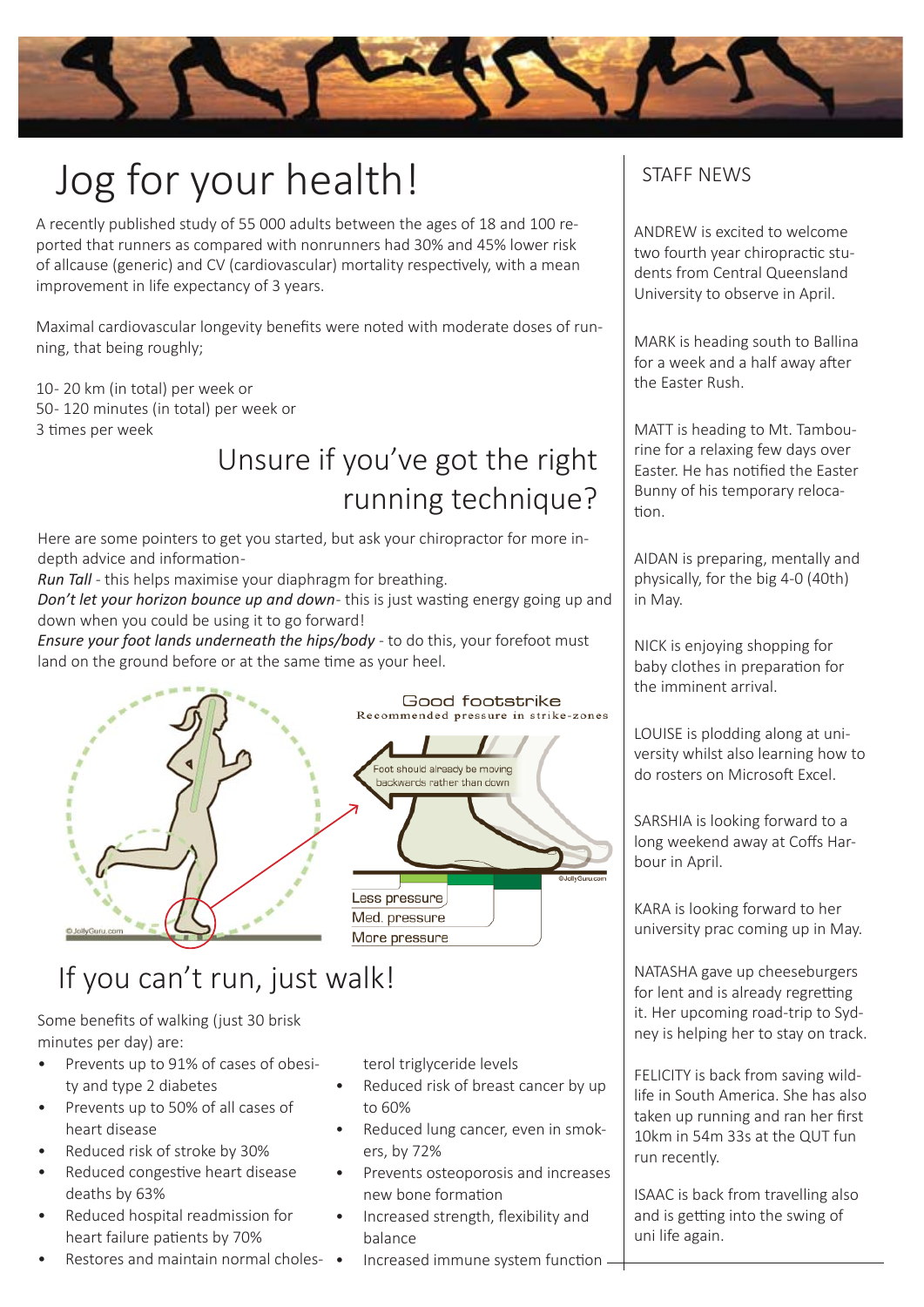# Jog for your health!

A recently published study of 55 000 adults between the ages of 18 and 100 reported that runners as compared with nonrunners had 30% and 45% lower risk of allcause (generic) and CV (cardiovascular) mortality respectively, with a mean improvement in life expectancy of 3 years.

Maximal cardiovascular longevity benefits were noted with moderate doses of running, that being roughly;

10- 20 km (in total) per week or
50- 120 minutes (in total) per week or
3 times per week

## Unsure if you've got the right running technique?

Here are some pointers to get you started, but ask your chiropractor for more in-depth advice and information-

*Run Tall* - this helps maximise your diaphragm for breathing.

*Don't let your horizon bounce up and down*- this is just wasting energy going up and down when you could be using it to go forward!

*Ensure your foot lands underneath the hips/body* - to do this, your forefoot must land on the ground before or at the same time as your heel.

Good footstrike
Recommended pressure in strike-zones
Foot should already be moving backwards rather than down
Less pressure
Med. pressure
More pressure
©JollyGuru.com

## If you can't run, just walk!

Some benefits of walking (just 30 brisk minutes per day) are:

- Prevents up to 91% of cases of obesity and type 2 diabetes
- Prevents up to 50% of all cases of heart disease
- Reduced risk of stroke by 30%
- Reduced congestive heart disease deaths by 63%
- Reduced hospital readmission for heart failure patients by 70%
- Restores and maintain normal cholesterol triglyceride levels
- Reduced risk of breast cancer by up to 60%
- Reduced lung cancer, even in smokers, by 72%
- Prevents osteoporosis and increases new bone formation
- Increased strength, flexibility and balance
- Increased immune system function

## STAFF NEWS

ANDREW is excited to welcome two fourth year chiropractic students from Central Queensland University to observe in April.

MARK is heading south to Ballina for a week and a half away after the Easter Rush.

MATT is heading to Mt. Tambourine for a relaxing few days over Easter. He has notified the Easter Bunny of his temporary relocation.

AIDAN is preparing, mentally and physically, for the big 4-0 (40th) in May.

NICK is enjoying shopping for baby clothes in preparation for the imminent arrival.

LOUISE is plodding along at university whilst also learning how to do rosters on Microsoft Excel.

SARSHIA is looking forward to a long weekend away at Coffs Harbour in April.

KARA is looking forward to her university prac coming up in May.

NATASHA gave up cheeseburgers for lent and is already regretting it. Her upcoming road-trip to Sydney is helping her to stay on track.

FELICITY is back from saving wildlife in South America. She has also taken up running and ran her first 10km in 54m 33s at the QUT fun run recently.

ISAAC is back from travelling also and is getting into the swing of uni life again.